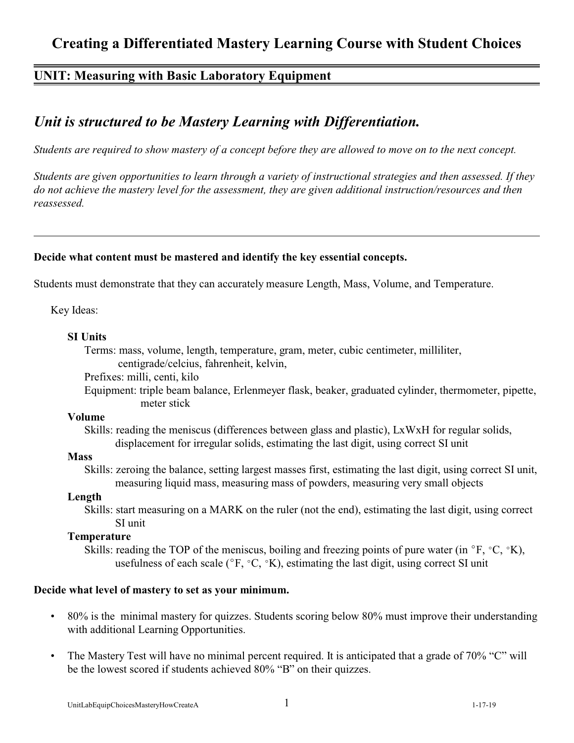# Creating a Differentiated Mastery Learning Course with Student Choices

## UNIT: Measuring with Basic Laboratory Equipment

## *Unit is structured to be Mastery Learning with Differentiation.*

*Students are required to show mastery of a concept before they are allowed to move on to the next concept.*

*Students are given opportunities to learn through a variety of instructional strategies and then assessed. If they do not achieve the mastery level for the assessment, they are given additional instruction/resources and then reassessed.*

---

**Decide what content must be mastered and identify the key essential concepts.**

Students must demonstrate that they can accurately measure Length, Mass, Volume, and Temperature.

Key Ideas:

**SI Units**

Terms: mass, volume, length, temperature, gram, meter, cubic centimeter, milliliter, centigrade/celcius, fahrenheit, kelvin,

Prefixes: milli, centi, kilo

Equipment: triple beam balance, Erlenmeyer flask, beaker, graduated cylinder, thermometer, pipette, meter stick

**Volume**

Skills: reading the meniscus (differences between glass and plastic), LxWxH for regular solids, displacement for irregular solids, estimating the last digit, using correct SI unit

**Mass**

Skills: zeroing the balance, setting largest masses first, estimating the last digit, using correct SI unit, measuring liquid mass, measuring mass of powders, measuring very small objects

**Length**

Skills: start measuring on a MARK on the ruler (not the end), estimating the last digit, using correct SI unit

**Temperature**

Skills: reading the TOP of the meniscus, boiling and freezing points of pure water (in °F, °C, °K), usefulness of each scale (°F, °C, °K), estimating the last digit, using correct SI unit

**Decide what level of mastery to set as your minimum.**

- 80% is the minimal mastery for quizzes. Students scoring below 80% must improve their understanding with additional Learning Opportunities.
- The Mastery Test will have no minimal percent required. It is anticipated that a grade of 70% "C" will be the lowest scored if students achieved 80% "B" on their quizzes.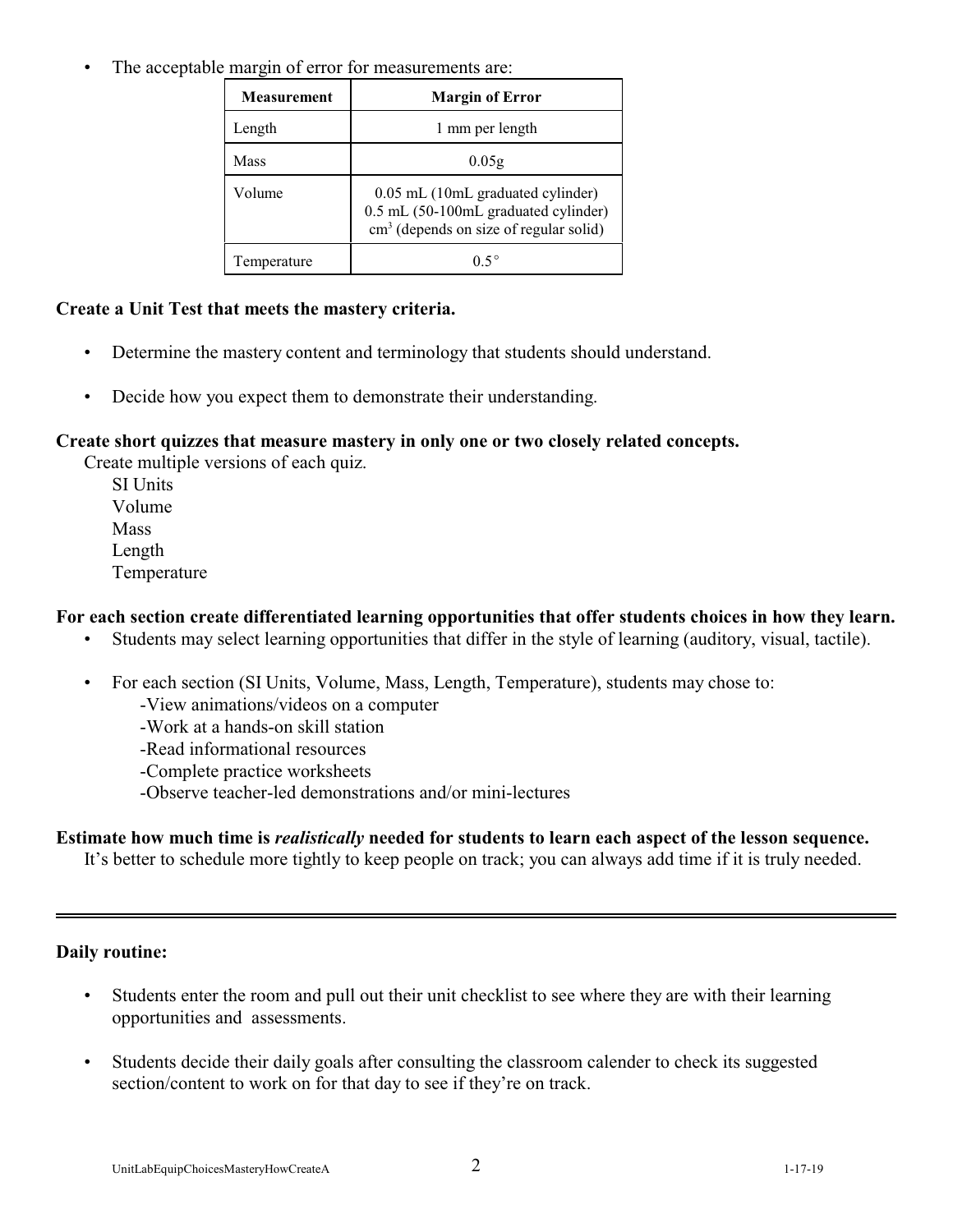- The acceptable margin of error for measurements are:

| Measurement | Margin of Error |
|---|---|
| Length | 1 mm per length |
| Mass | 0.05g |
| Volume | 0.05 mL (10mL graduated cylinder)<br>0.5 mL (50-100mL graduated cylinder)<br>$cm^3$ (depends on size of regular solid) |
| Temperature | 0.5° |

**Create a Unit Test that meets the mastery criteria.**

- Determine the mastery content and terminology that students should understand.
- Decide how you expect them to demonstrate their understanding.

**Create short quizzes that measure mastery in only one or two closely related concepts.**

Create multiple versions of each quiz.

SI Units
Volume
Mass
Length
Temperature

**For each section create differentiated learning opportunities that offer students choices in how they learn.**

- Students may select learning opportunities that differ in the style of learning (auditory, visual, tactile).
- For each section (SI Units, Volume, Mass, Length, Temperature), students may chose to:
  - -View animations/videos on a computer
  - -Work at a hands-on skill station
  - -Read informational resources
  - -Complete practice worksheets
  - -Observe teacher-led demonstrations and/or mini-lectures

**Estimate how much time is *realistically* needed for students to learn each aspect of the lesson sequence.**

It's better to schedule more tightly to keep people on track; you can always add time if it is truly needed.

---

**Daily routine:**

- Students enter the room and pull out their unit checklist to see where they are with their learning opportunities and assessments.
- Students decide their daily goals after consulting the classroom calender to check its suggested section/content to work on for that day to see if they're on track.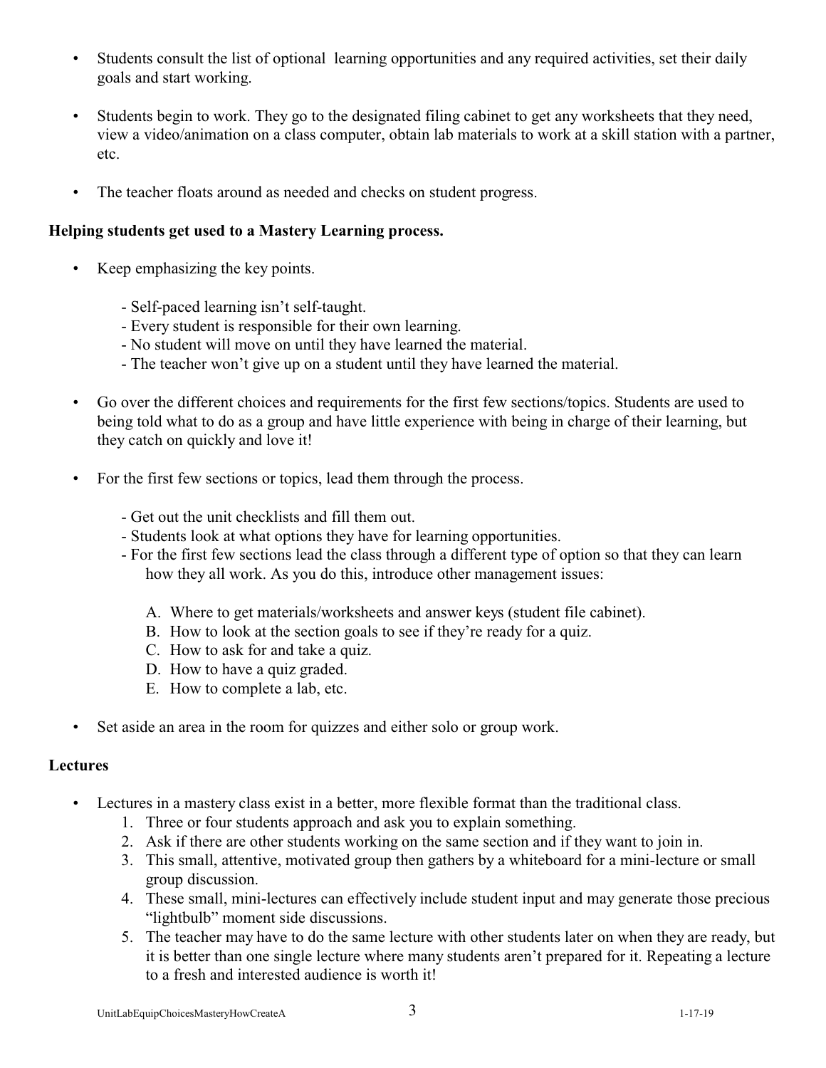- Students consult the list of optional learning opportunities and any required activities, set their daily goals and start working.

- Students begin to work. They go to the designated filing cabinet to get any worksheets that they need, view a video/animation on a class computer, obtain lab materials to work at a skill station with a partner, etc.

- The teacher floats around as needed and checks on student progress.

**Helping students get used to a Mastery Learning process.**

- Keep emphasizing the key points.

  - Self-paced learning isn't self-taught.
  - Every student is responsible for their own learning.
  - No student will move on until they have learned the material.
  - The teacher won't give up on a student until they have learned the material.

- Go over the different choices and requirements for the first few sections/topics. Students are used to being told what to do as a group and have little experience with being in charge of their learning, but they catch on quickly and love it!

- For the first few sections or topics, lead them through the process.

  - Get out the unit checklists and fill them out.
  - Students look at what options they have for learning opportunities.
  - For the first few sections lead the class through a different type of option so that they can learn how they all work. As you do this, introduce other management issues:

    A. Where to get materials/worksheets and answer keys (student file cabinet).
    B. How to look at the section goals to see if they're ready for a quiz.
    C. How to ask for and take a quiz.
    D. How to have a quiz graded.
    E. How to complete a lab, etc.

- Set aside an area in the room for quizzes and either solo or group work.

**Lectures**

- Lectures in a mastery class exist in a better, more flexible format than the traditional class.
  1. Three or four students approach and ask you to explain something.
  2. Ask if there are other students working on the same section and if they want to join in.
  3. This small, attentive, motivated group then gathers by a whiteboard for a mini-lecture or small group discussion.
  4. These small, mini-lectures can effectively include student input and may generate those precious "lightbulb" moment side discussions.
  5. The teacher may have to do the same lecture with other students later on when they are ready, but it is better than one single lecture where many students aren't prepared for it. Repeating a lecture to a fresh and interested audience is worth it!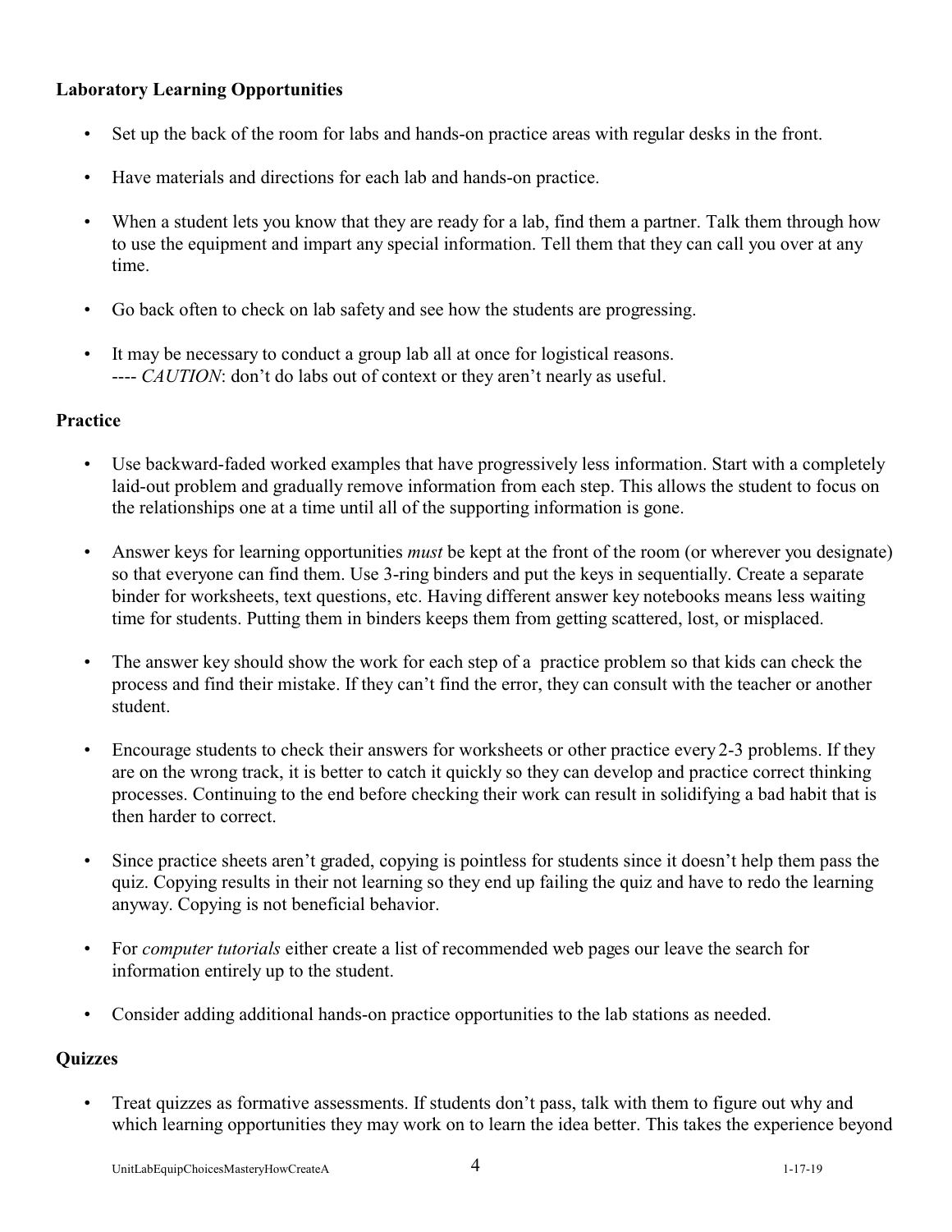**Laboratory Learning Opportunities**

- Set up the back of the room for labs and hands-on practice areas with regular desks in the front.
- Have materials and directions for each lab and hands-on practice.
- When a student lets you know that they are ready for a lab, find them a partner. Talk them through how to use the equipment and impart any special information. Tell them that they can call you over at any time.
- Go back often to check on lab safety and see how the students are progressing.
- It may be necessary to conduct a group lab all at once for logistical reasons.
  ---- *CAUTION*: don't do labs out of context or they aren't nearly as useful.

**Practice**

- Use backward-faded worked examples that have progressively less information. Start with a completely laid-out problem and gradually remove information from each step. This allows the student to focus on the relationships one at a time until all of the supporting information is gone.
- Answer keys for learning opportunities *must* be kept at the front of the room (or wherever you designate) so that everyone can find them. Use 3-ring binders and put the keys in sequentially. Create a separate binder for worksheets, text questions, etc. Having different answer key notebooks means less waiting time for students. Putting them in binders keeps them from getting scattered, lost, or misplaced.
- The answer key should show the work for each step of a practice problem so that kids can check the process and find their mistake. If they can't find the error, they can consult with the teacher or another student.
- Encourage students to check their answers for worksheets or other practice every 2-3 problems. If they are on the wrong track, it is better to catch it quickly so they can develop and practice correct thinking processes. Continuing to the end before checking their work can result in solidifying a bad habit that is then harder to correct.
- Since practice sheets aren't graded, copying is pointless for students since it doesn't help them pass the quiz. Copying results in their not learning so they end up failing the quiz and have to redo the learning anyway. Copying is not beneficial behavior.
- For *computer tutorials* either create a list of recommended web pages our leave the search for information entirely up to the student.
- Consider adding additional hands-on practice opportunities to the lab stations as needed.

**Quizzes**

- Treat quizzes as formative assessments. If students don't pass, talk with them to figure out why and which learning opportunities they may work on to learn the idea better. This takes the experience beyond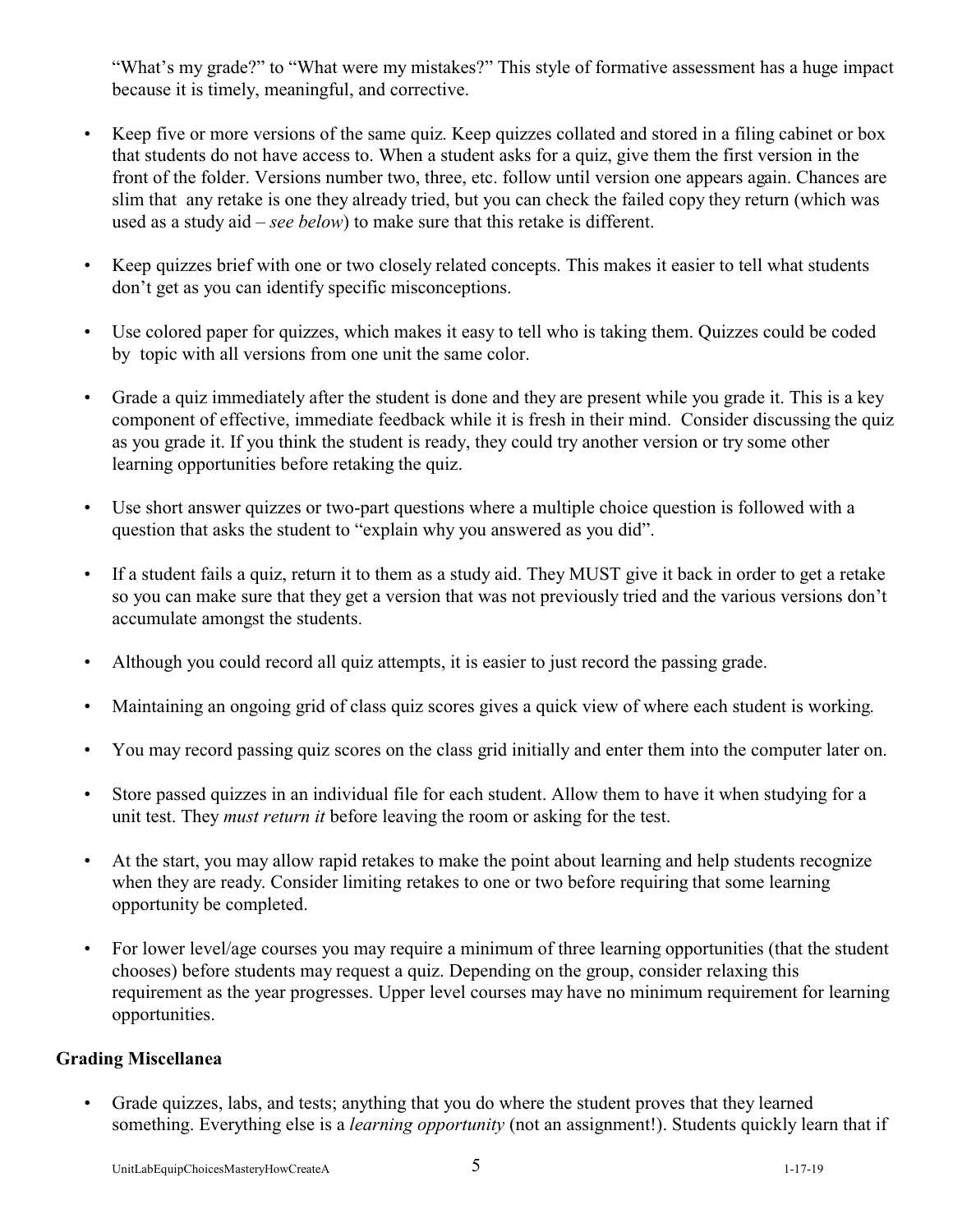"What's my grade?" to "What were my mistakes?" This style of formative assessment has a huge impact because it is timely, meaningful, and corrective.

- Keep five or more versions of the same quiz. Keep quizzes collated and stored in a filing cabinet or box that students do not have access to. When a student asks for a quiz, give them the first version in the front of the folder. Versions number two, three, etc. follow until version one appears again. Chances are slim that any retake is one they already tried, but you can check the failed copy they return (which was used as a study aid – *see below*) to make sure that this retake is different.

- Keep quizzes brief with one or two closely related concepts. This makes it easier to tell what students don't get as you can identify specific misconceptions.

- Use colored paper for quizzes, which makes it easy to tell who is taking them. Quizzes could be coded by topic with all versions from one unit the same color.

- Grade a quiz immediately after the student is done and they are present while you grade it. This is a key component of effective, immediate feedback while it is fresh in their mind. Consider discussing the quiz as you grade it. If you think the student is ready, they could try another version or try some other learning opportunities before retaking the quiz.

- Use short answer quizzes or two-part questions where a multiple choice question is followed with a question that asks the student to "explain why you answered as you did".

- If a student fails a quiz, return it to them as a study aid. They MUST give it back in order to get a retake so you can make sure that they get a version that was not previously tried and the various versions don't accumulate amongst the students.

- Although you could record all quiz attempts, it is easier to just record the passing grade.

- Maintaining an ongoing grid of class quiz scores gives a quick view of where each student is working.

- You may record passing quiz scores on the class grid initially and enter them into the computer later on.

- Store passed quizzes in an individual file for each student. Allow them to have it when studying for a unit test. They *must return it* before leaving the room or asking for the test.

- At the start, you may allow rapid retakes to make the point about learning and help students recognize when they are ready. Consider limiting retakes to one or two before requiring that some learning opportunity be completed.

- For lower level/age courses you may require a minimum of three learning opportunities (that the student chooses) before students may request a quiz. Depending on the group, consider relaxing this requirement as the year progresses. Upper level courses may have no minimum requirement for learning opportunities.

**Grading Miscellanea**

- Grade quizzes, labs, and tests; anything that you do where the student proves that they learned something. Everything else is a *learning opportunity* (not an assignment!). Students quickly learn that if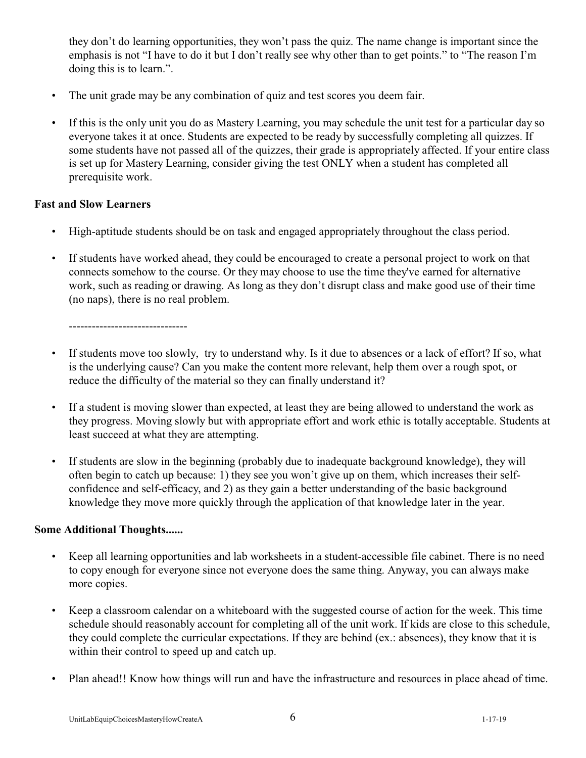they don't do learning opportunities, they won't pass the quiz. The name change is important since the emphasis is not "I have to do it but I don't really see why other than to get points." to "The reason I'm doing this is to learn.".

- The unit grade may be any combination of quiz and test scores you deem fair.
- If this is the only unit you do as Mastery Learning, you may schedule the unit test for a particular day so everyone takes it at once. Students are expected to be ready by successfully completing all quizzes. If some students have not passed all of the quizzes, their grade is appropriately affected. If your entire class is set up for Mastery Learning, consider giving the test ONLY when a student has completed all prerequisite work.

**Fast and Slow Learners**

- High-aptitude students should be on task and engaged appropriately throughout the class period.
- If students have worked ahead, they could be encouraged to create a personal project to work on that connects somehow to the course. Or they may choose to use the time they've earned for alternative work, such as reading or drawing. As long as they don't disrupt class and make good use of their time (no naps), there is no real problem.

-------------------------------

- If students move too slowly, try to understand why. Is it due to absences or a lack of effort? If so, what is the underlying cause? Can you make the content more relevant, help them over a rough spot, or reduce the difficulty of the material so they can finally understand it?
- If a student is moving slower than expected, at least they are being allowed to understand the work as they progress. Moving slowly but with appropriate effort and work ethic is totally acceptable. Students at least succeed at what they are attempting.
- If students are slow in the beginning (probably due to inadequate background knowledge), they will often begin to catch up because: 1) they see you won't give up on them, which increases their self-confidence and self-efficacy, and 2) as they gain a better understanding of the basic background knowledge they move more quickly through the application of that knowledge later in the year.

**Some Additional Thoughts......**

- Keep all learning opportunities and lab worksheets in a student-accessible file cabinet. There is no need to copy enough for everyone since not everyone does the same thing. Anyway, you can always make more copies.
- Keep a classroom calendar on a whiteboard with the suggested course of action for the week. This time schedule should reasonably account for completing all of the unit work. If kids are close to this schedule, they could complete the curricular expectations. If they are behind (ex.: absences), they know that it is within their control to speed up and catch up.
- Plan ahead!! Know how things will run and have the infrastructure and resources in place ahead of time.